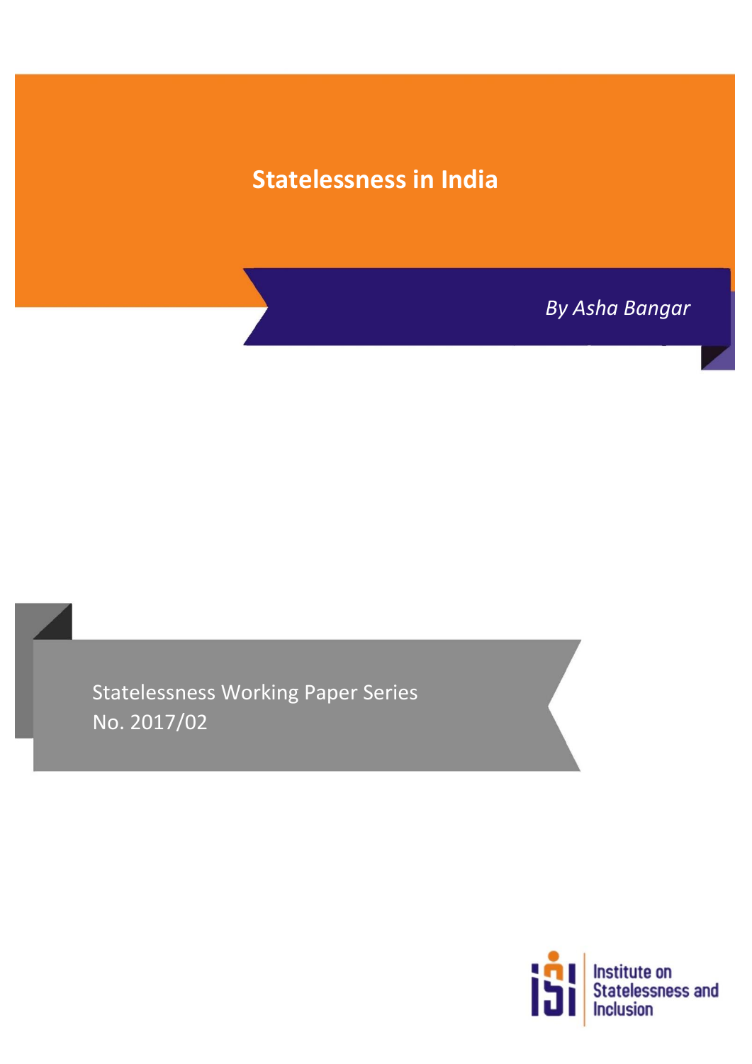# Statelessness in India

*By Asha Bangar*

Statelessness Working Paper Series
No. 2017/02

Institute on Statelessness and Inclusion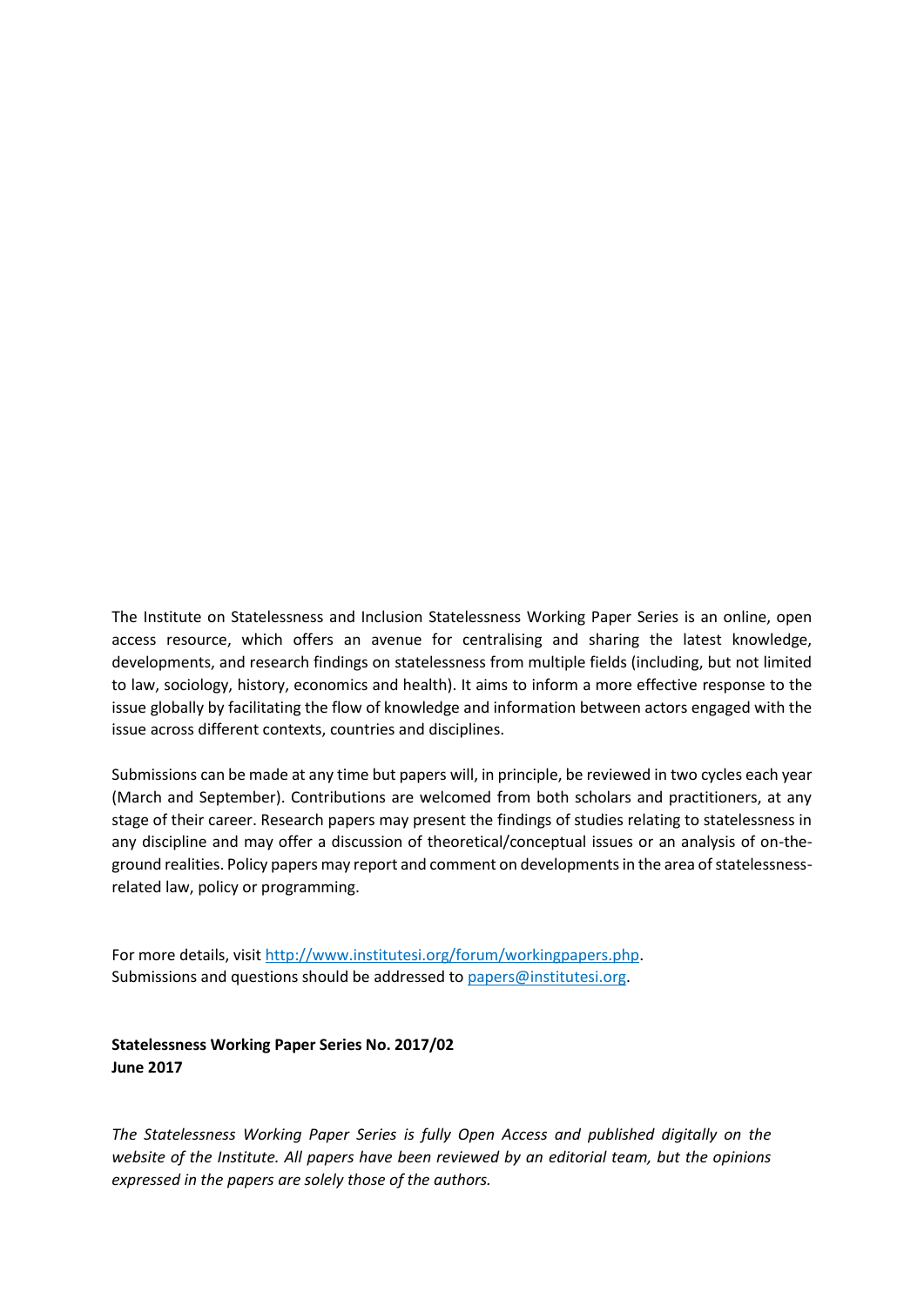The Institute on Statelessness and Inclusion Statelessness Working Paper Series is an online, open access resource, which offers an avenue for centralising and sharing the latest knowledge, developments, and research findings on statelessness from multiple fields (including, but not limited to law, sociology, history, economics and health). It aims to inform a more effective response to the issue globally by facilitating the flow of knowledge and information between actors engaged with the issue across different contexts, countries and disciplines.

Submissions can be made at any time but papers will, in principle, be reviewed in two cycles each year (March and September). Contributions are welcomed from both scholars and practitioners, at any stage of their career. Research papers may present the findings of studies relating to statelessness in any discipline and may offer a discussion of theoretical/conceptual issues or an analysis of on-the-ground realities. Policy papers may report and comment on developments in the area of statelessness-related law, policy or programming.

For more details, visit [http://www.institutesi.org/forum/workingpapers.php](http://www.institutesi.org/forum/workingpapers.php).
Submissions and questions should be addressed to [papers@institutesi.org](mailto:papers@institutesi.org).

**Statelessness Working Paper Series No. 2017/02**
**June 2017**

*The Statelessness Working Paper Series is fully Open Access and published digitally on the website of the Institute. All papers have been reviewed by an editorial team, but the opinions expressed in the papers are solely those of the authors.*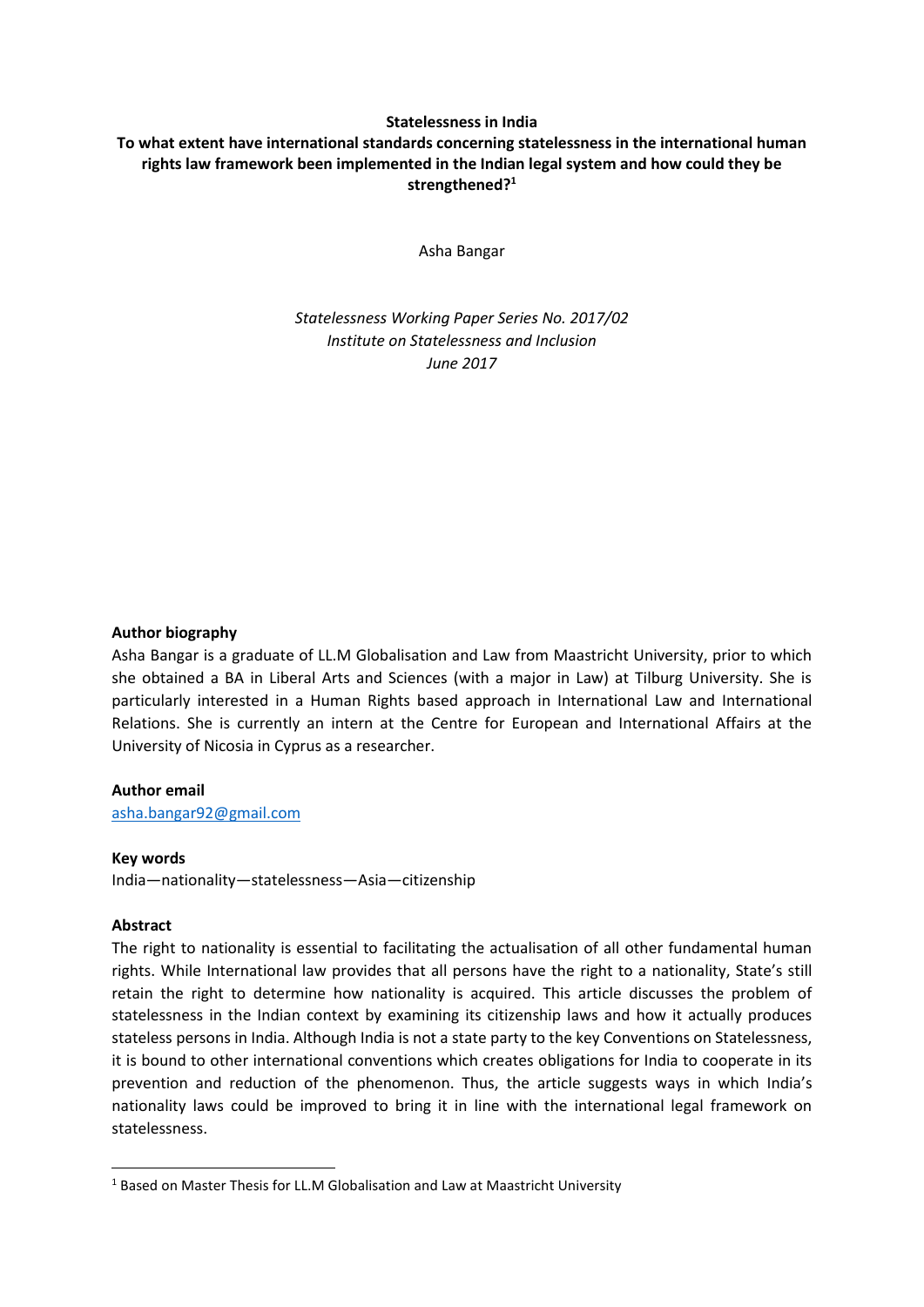**Statelessness in India**

**To what extent have international standards concerning statelessness in the international human rights law framework been implemented in the Indian legal system and how could they be strengthened?**[1]

Asha Bangar

*Statelessness Working Paper Series No. 2017/02*
*Institute on Statelessness and Inclusion*
*June 2017*

**Author biography**

Asha Bangar is a graduate of LL.M Globalisation and Law from Maastricht University, prior to which she obtained a BA in Liberal Arts and Sciences (with a major in Law) at Tilburg University. She is particularly interested in a Human Rights based approach in International Law and International Relations. She is currently an intern at the Centre for European and International Affairs at the University of Nicosia in Cyprus as a researcher.

**Author email**

asha.bangar92@gmail.com

**Key words**

India—nationality—statelessness—Asia—citizenship

**Abstract**

The right to nationality is essential to facilitating the actualisation of all other fundamental human rights. While International law provides that all persons have the right to a nationality, State's still retain the right to determine how nationality is acquired. This article discusses the problem of statelessness in the Indian context by examining its citizenship laws and how it actually produces stateless persons in India. Although India is not a state party to the key Conventions on Statelessness, it is bound to other international conventions which creates obligations for India to cooperate in its prevention and reduction of the phenomenon. Thus, the article suggests ways in which India's nationality laws could be improved to bring it in line with the international legal framework on statelessness.

[1] Based on Master Thesis for LL.M Globalisation and Law at Maastricht University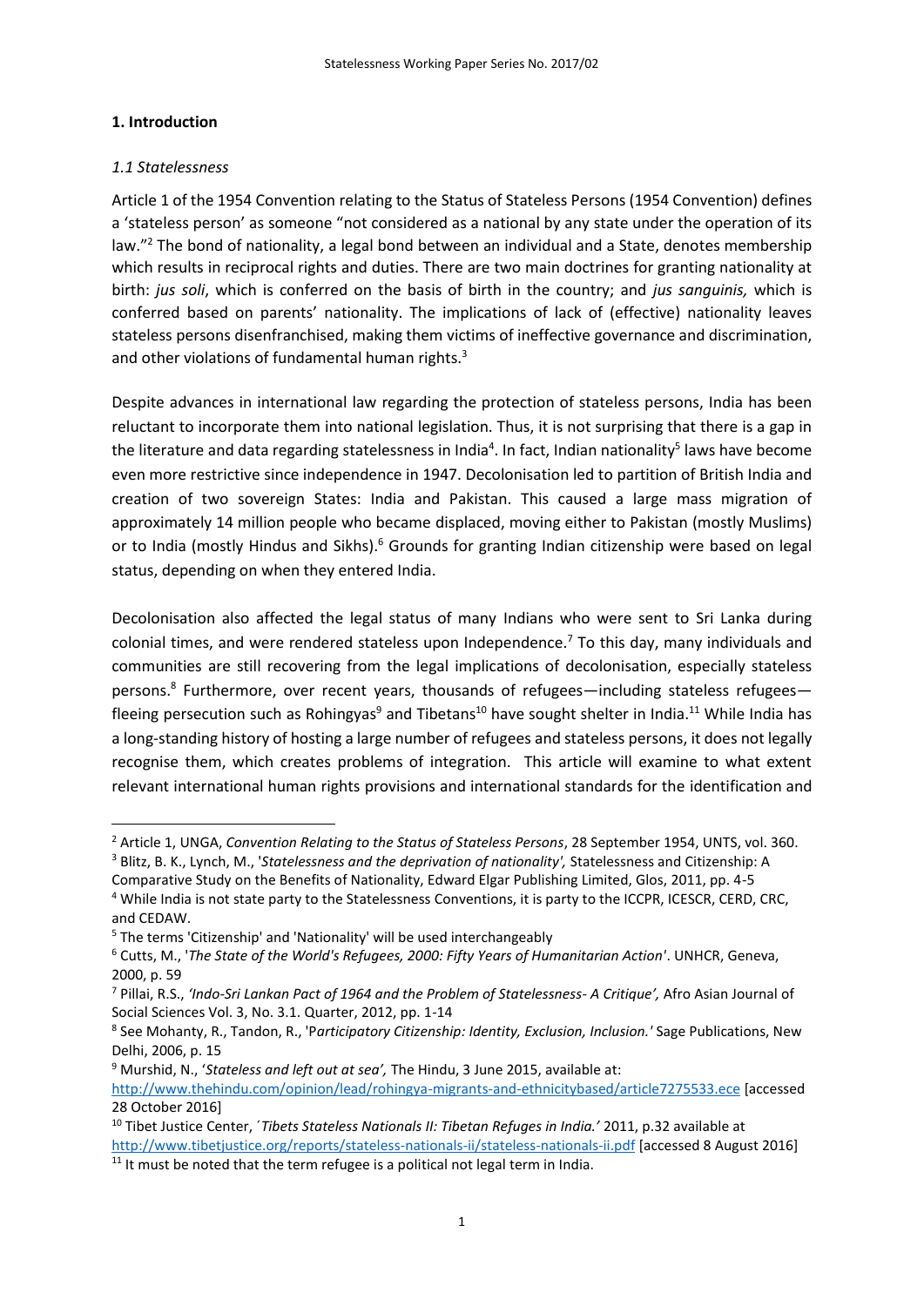## 1. Introduction

### *1.1 Statelessness*

Article 1 of the 1954 Convention relating to the Status of Stateless Persons (1954 Convention) defines a 'stateless person' as someone "not considered as a national by any state under the operation of its law."[2] The bond of nationality, a legal bond between an individual and a State, denotes membership which results in reciprocal rights and duties. There are two main doctrines for granting nationality at birth: *jus soli*, which is conferred on the basis of birth in the country; and *jus sanguinis,* which is conferred based on parents' nationality. The implications of lack of (effective) nationality leaves stateless persons disenfranchised, making them victims of ineffective governance and discrimination, and other violations of fundamental human rights.[3]

Despite advances in international law regarding the protection of stateless persons, India has been reluctant to incorporate them into national legislation. Thus, it is not surprising that there is a gap in the literature and data regarding statelessness in India[4]. In fact, Indian nationality[5] laws have become even more restrictive since independence in 1947. Decolonisation led to partition of British India and creation of two sovereign States: India and Pakistan. This caused a large mass migration of approximately 14 million people who became displaced, moving either to Pakistan (mostly Muslims) or to India (mostly Hindus and Sikhs).[6] Grounds for granting Indian citizenship were based on legal status, depending on when they entered India.

Decolonisation also affected the legal status of many Indians who were sent to Sri Lanka during colonial times, and were rendered stateless upon Independence.[7] To this day, many individuals and communities are still recovering from the legal implications of decolonisation, especially stateless persons.[8] Furthermore, over recent years, thousands of refugees—including stateless refugees—fleeing persecution such as Rohingyas[9] and Tibetans[10] have sought shelter in India.[11] While India has a long-standing history of hosting a large number of refugees and stateless persons, it does not legally recognise them, which creates problems of integration. This article will examine to what extent relevant international human rights provisions and international standards for the identification and

---

[2] Article 1, UNGA, *Convention Relating to the Status of Stateless Persons*, 28 September 1954, UNTS, vol. 360.

[3] Blitz, B. K., Lynch, M., '*Statelessness and the deprivation of nationality',* Statelessness and Citizenship: A Comparative Study on the Benefits of Nationality, Edward Elgar Publishing Limited, Glos, 2011, pp. 4-5

[4] While India is not state party to the Statelessness Conventions, it is party to the ICCPR, ICESCR, CERD, CRC, and CEDAW.

[5] The terms 'Citizenship' and 'Nationality' will be used interchangeably

[6] Cutts, M., '*The State of the World's Refugees, 2000: Fifty Years of Humanitarian Action'*. UNHCR, Geneva, 2000, p. 59

[7] Pillai, R.S., *'Indo-Sri Lankan Pact of 1964 and the Problem of Statelessness- A Critique',* Afro Asian Journal of Social Sciences Vol. 3, No. 3.1. Quarter, 2012, pp. 1-14

[8] See Mohanty, R., Tandon, R., '*Participatory Citizenship: Identity, Exclusion, Inclusion.'* Sage Publications, New Delhi, 2006, p. 15

[9] Murshid, N., '*Stateless and left out at sea',* The Hindu, 3 June 2015, available at: http://www.thehindu.com/opinion/lead/rohingya-migrants-and-ethnicitybased/article7275533.ece [accessed 28 October 2016]

[10] Tibet Justice Center, *´Tibets Stateless Nationals II: Tibetan Refuges in India.'* 2011, p.32 available at http://www.tibetjustice.org/reports/stateless-nationals-ii/stateless-nationals-ii.pdf [accessed 8 August 2016]

[11] It must be noted that the term refugee is a political not legal term in India.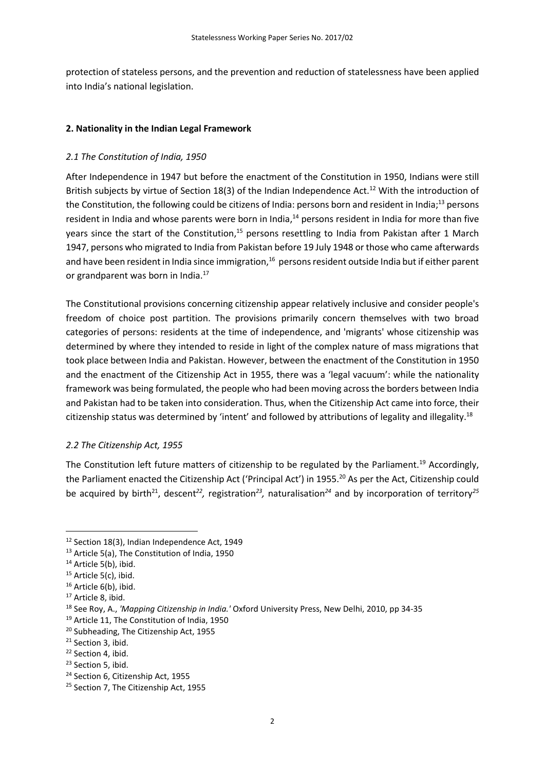protection of stateless persons, and the prevention and reduction of statelessness have been applied into India's national legislation.

## 2. Nationality in the Indian Legal Framework

### *2.1 The Constitution of India, 1950*

After Independence in 1947 but before the enactment of the Constitution in 1950, Indians were still British subjects by virtue of Section 18(3) of the Indian Independence Act.[12] With the introduction of the Constitution, the following could be citizens of India: persons born and resident in India;[13] persons resident in India and whose parents were born in India,[14] persons resident in India for more than five years since the start of the Constitution,[15] persons resettling to India from Pakistan after 1 March 1947, persons who migrated to India from Pakistan before 19 July 1948 or those who came afterwards and have been resident in India since immigration,[16] persons resident outside India but if either parent or grandparent was born in India.[17]

The Constitutional provisions concerning citizenship appear relatively inclusive and consider people's freedom of choice post partition. The provisions primarily concern themselves with two broad categories of persons: residents at the time of independence, and 'migrants' whose citizenship was determined by where they intended to reside in light of the complex nature of mass migrations that took place between India and Pakistan. However, between the enactment of the Constitution in 1950 and the enactment of the Citizenship Act in 1955, there was a 'legal vacuum': while the nationality framework was being formulated, the people who had been moving across the borders between India and Pakistan had to be taken into consideration. Thus, when the Citizenship Act came into force, their citizenship status was determined by 'intent' and followed by attributions of legality and illegality.[18]

### *2.2 The Citizenship Act, 1955*

The Constitution left future matters of citizenship to be regulated by the Parliament.[19] Accordingly, the Parliament enacted the Citizenship Act ('Principal Act') in 1955.[20] As per the Act, Citizenship could be acquired by birth[21], descent[22], registration[23], naturalisation[24] and by incorporation of territory[25]

---

[12] Section 18(3), Indian Independence Act, 1949

[13] Article 5(a), The Constitution of India, 1950

[14] Article 5(b), ibid.

[15] Article 5(c), ibid.

[16] Article 6(b), ibid.

[17] Article 8, ibid.

[18] See Roy, A., *'Mapping Citizenship in India.'* Oxford University Press, New Delhi, 2010, pp 34-35

[19] Article 11, The Constitution of India, 1950

[20] Subheading, The Citizenship Act, 1955

[21] Section 3, ibid.

[22] Section 4, ibid.

[23] Section 5, ibid.

[24] Section 6, Citizenship Act, 1955

[25] Section 7, The Citizenship Act, 1955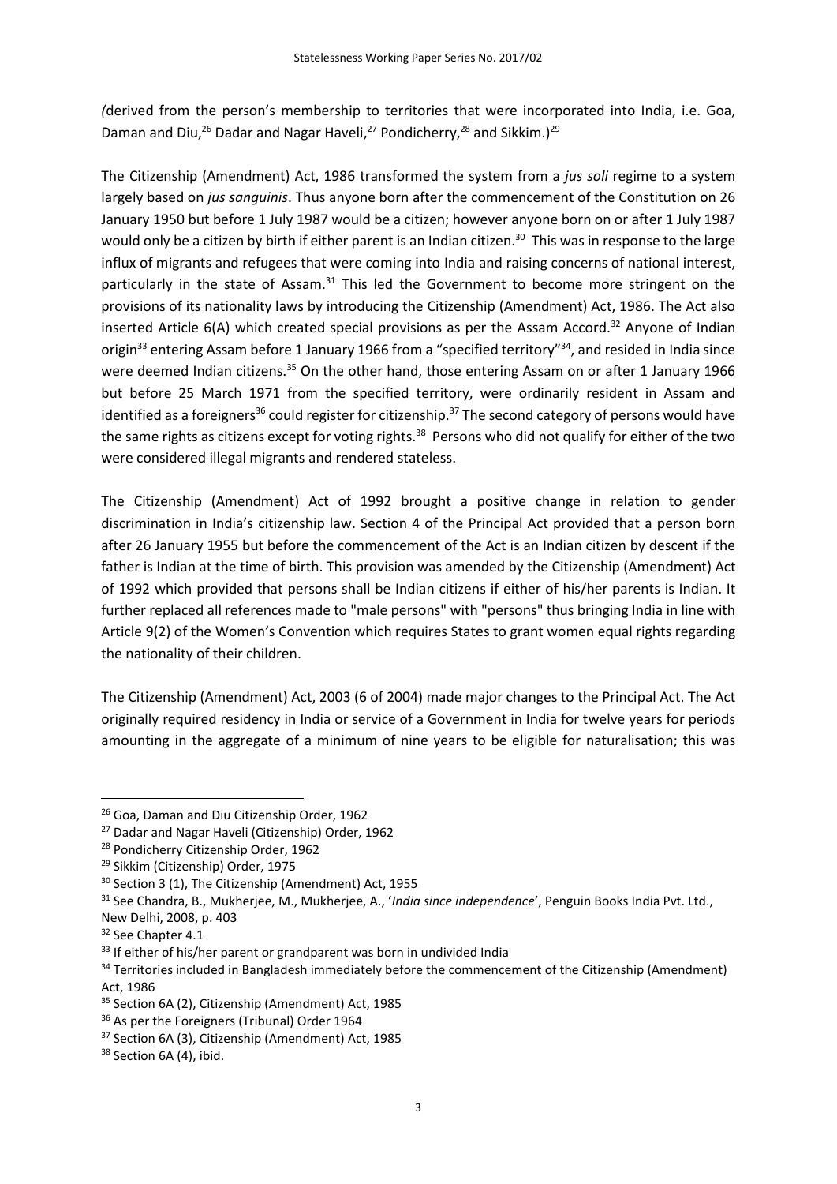*(*derived from the person's membership to territories that were incorporated into India, i.e. Goa, Daman and Diu,[26] Dadar and Nagar Haveli,[27] Pondicherry,[28] and Sikkim.)[29]

The Citizenship (Amendment) Act, 1986 transformed the system from a *jus soli* regime to a system largely based on *jus sanguinis*. Thus anyone born after the commencement of the Constitution on 26 January 1950 but before 1 July 1987 would be a citizen; however anyone born on or after 1 July 1987 would only be a citizen by birth if either parent is an Indian citizen.[30] This was in response to the large influx of migrants and refugees that were coming into India and raising concerns of national interest, particularly in the state of Assam.[31] This led the Government to become more stringent on the provisions of its nationality laws by introducing the Citizenship (Amendment) Act, 1986. The Act also inserted Article 6(A) which created special provisions as per the Assam Accord.[32] Anyone of Indian origin[33] entering Assam before 1 January 1966 from a "specified territory"[34], and resided in India since were deemed Indian citizens.[35] On the other hand, those entering Assam on or after 1 January 1966 but before 25 March 1971 from the specified territory, were ordinarily resident in Assam and identified as a foreigners[36] could register for citizenship.[37] The second category of persons would have the same rights as citizens except for voting rights.[38] Persons who did not qualify for either of the two were considered illegal migrants and rendered stateless.

The Citizenship (Amendment) Act of 1992 brought a positive change in relation to gender discrimination in India's citizenship law. Section 4 of the Principal Act provided that a person born after 26 January 1955 but before the commencement of the Act is an Indian citizen by descent if the father is Indian at the time of birth. This provision was amended by the Citizenship (Amendment) Act of 1992 which provided that persons shall be Indian citizens if either of his/her parents is Indian. It further replaced all references made to "male persons" with "persons" thus bringing India in line with Article 9(2) of the Women's Convention which requires States to grant women equal rights regarding the nationality of their children.

The Citizenship (Amendment) Act, 2003 (6 of 2004) made major changes to the Principal Act. The Act originally required residency in India or service of a Government in India for twelve years for periods amounting in the aggregate of a minimum of nine years to be eligible for naturalisation; this was

---

[26] Goa, Daman and Diu Citizenship Order, 1962

[27] Dadar and Nagar Haveli (Citizenship) Order, 1962

[28] Pondicherry Citizenship Order, 1962

[29] Sikkim (Citizenship) Order, 1975

[30] Section 3 (1), The Citizenship (Amendment) Act, 1955

[31] See Chandra, B., Mukherjee, M., Mukherjee, A., '*India since independence*', Penguin Books India Pvt. Ltd., New Delhi, 2008, p. 403

[32] See Chapter 4.1

[33] If either of his/her parent or grandparent was born in undivided India

[34] Territories included in Bangladesh immediately before the commencement of the Citizenship (Amendment) Act, 1986

[35] Section 6A (2), Citizenship (Amendment) Act, 1985

[36] As per the Foreigners (Tribunal) Order 1964

[37] Section 6A (3), Citizenship (Amendment) Act, 1985

[38] Section 6A (4), ibid.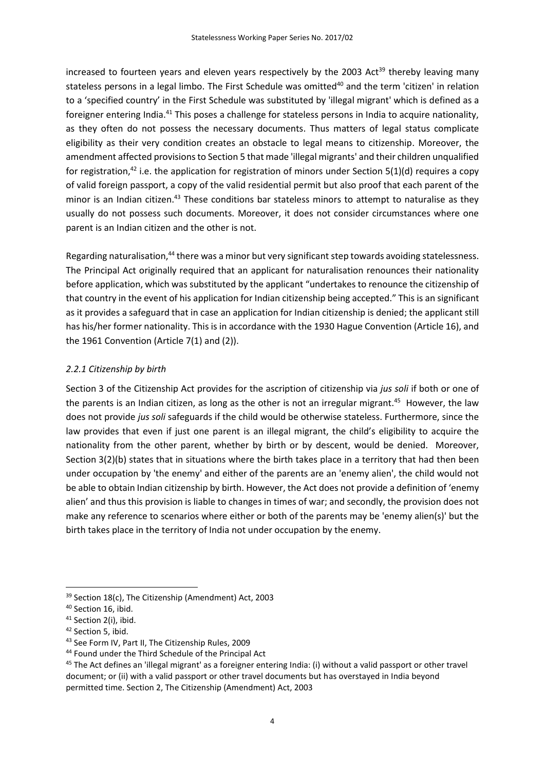increased to fourteen years and eleven years respectively by the 2003 Act[39] thereby leaving many stateless persons in a legal limbo. The First Schedule was omitted[40] and the term 'citizen' in relation to a 'specified country' in the First Schedule was substituted by 'illegal migrant' which is defined as a foreigner entering India.[41] This poses a challenge for stateless persons in India to acquire nationality, as they often do not possess the necessary documents. Thus matters of legal status complicate eligibility as their very condition creates an obstacle to legal means to citizenship. Moreover, the amendment affected provisions to Section 5 that made 'illegal migrants' and their children unqualified for registration,[42] i.e. the application for registration of minors under Section 5(1)(d) requires a copy of valid foreign passport, a copy of the valid residential permit but also proof that each parent of the minor is an Indian citizen.[43] These conditions bar stateless minors to attempt to naturalise as they usually do not possess such documents. Moreover, it does not consider circumstances where one parent is an Indian citizen and the other is not.

Regarding naturalisation,[44] there was a minor but very significant step towards avoiding statelessness. The Principal Act originally required that an applicant for naturalisation renounces their nationality before application, which was substituted by the applicant "undertakes to renounce the citizenship of that country in the event of his application for Indian citizenship being accepted." This is an significant as it provides a safeguard that in case an application for Indian citizenship is denied; the applicant still has his/her former nationality. This is in accordance with the 1930 Hague Convention (Article 16), and the 1961 Convention (Article 7(1) and (2)).

### *2.2.1 Citizenship by birth*

Section 3 of the Citizenship Act provides for the ascription of citizenship via *jus soli* if both or one of the parents is an Indian citizen, as long as the other is not an irregular migrant.[45] However, the law does not provide *jus soli* safeguards if the child would be otherwise stateless. Furthermore, since the law provides that even if just one parent is an illegal migrant, the child's eligibility to acquire the nationality from the other parent, whether by birth or by descent, would be denied. Moreover, Section 3(2)(b) states that in situations where the birth takes place in a territory that had then been under occupation by 'the enemy' and either of the parents are an 'enemy alien', the child would not be able to obtain Indian citizenship by birth. However, the Act does not provide a definition of 'enemy alien' and thus this provision is liable to changes in times of war; and secondly, the provision does not make any reference to scenarios where either or both of the parents may be 'enemy alien(s)' but the birth takes place in the territory of India not under occupation by the enemy.

---

[39] Section 18(c), The Citizenship (Amendment) Act, 2003

[40] Section 16, ibid.

[41] Section 2(i), ibid.

[42] Section 5, ibid.

[43] See Form IV, Part II, The Citizenship Rules, 2009

[44] Found under the Third Schedule of the Principal Act

[45] The Act defines an 'illegal migrant' as a foreigner entering India: (i) without a valid passport or other travel document; or (ii) with a valid passport or other travel documents but has overstayed in India beyond permitted time. Section 2, The Citizenship (Amendment) Act, 2003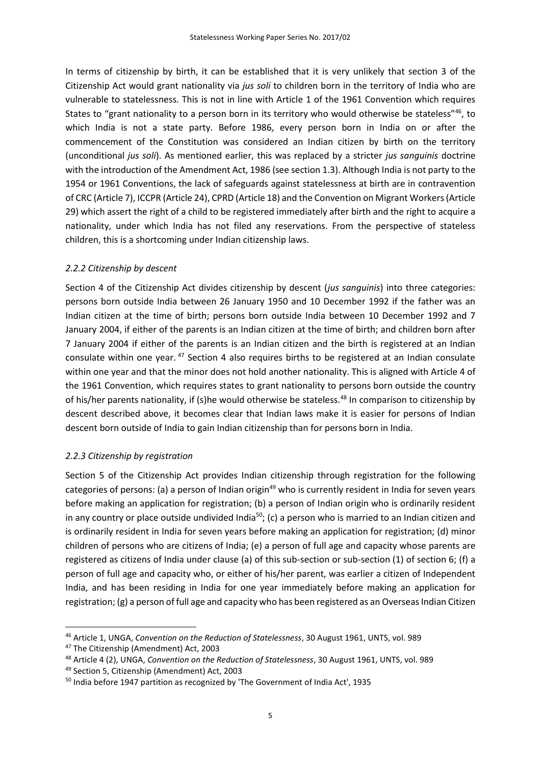In terms of citizenship by birth, it can be established that it is very unlikely that section 3 of the Citizenship Act would grant nationality via *jus soli* to children born in the territory of India who are vulnerable to statelessness. This is not in line with Article 1 of the 1961 Convention which requires States to "grant nationality to a person born in its territory who would otherwise be stateless"[46], to which India is not a state party. Before 1986, every person born in India on or after the commencement of the Constitution was considered an Indian citizen by birth on the territory (unconditional *jus soli*). As mentioned earlier, this was replaced by a stricter *jus sanguinis* doctrine with the introduction of the Amendment Act, 1986 (see section 1.3). Although India is not party to the 1954 or 1961 Conventions, the lack of safeguards against statelessness at birth are in contravention of CRC (Article 7), ICCPR (Article 24), CPRD (Article 18) and the Convention on Migrant Workers (Article 29) which assert the right of a child to be registered immediately after birth and the right to acquire a nationality, under which India has not filed any reservations. From the perspective of stateless children, this is a shortcoming under Indian citizenship laws.

### *2.2.2 Citizenship by descent*

Section 4 of the Citizenship Act divides citizenship by descent (*jus sanguinis*) into three categories: persons born outside India between 26 January 1950 and 10 December 1992 if the father was an Indian citizen at the time of birth; persons born outside India between 10 December 1992 and 7 January 2004, if either of the parents is an Indian citizen at the time of birth; and children born after 7 January 2004 if either of the parents is an Indian citizen and the birth is registered at an Indian consulate within one year.[47] Section 4 also requires births to be registered at an Indian consulate within one year and that the minor does not hold another nationality. This is aligned with Article 4 of the 1961 Convention, which requires states to grant nationality to persons born outside the country of his/her parents nationality, if (s)he would otherwise be stateless.[48] In comparison to citizenship by descent described above, it becomes clear that Indian laws make it is easier for persons of Indian descent born outside of India to gain Indian citizenship than for persons born in India.

### *2.2.3 Citizenship by registration*

Section 5 of the Citizenship Act provides Indian citizenship through registration for the following categories of persons: (a) a person of Indian origin[49] who is currently resident in India for seven years before making an application for registration; (b) a person of Indian origin who is ordinarily resident in any country or place outside undivided India[50]; (c) a person who is married to an Indian citizen and is ordinarily resident in India for seven years before making an application for registration; (d) minor children of persons who are citizens of India; (e) a person of full age and capacity whose parents are registered as citizens of India under clause (a) of this sub-section or sub-section (1) of section 6; (f) a person of full age and capacity who, or either of his/her parent, was earlier a citizen of Independent India, and has been residing in India for one year immediately before making an application for registration; (g) a person of full age and capacity who has been registered as an Overseas Indian Citizen

---

[46] Article 1, UNGA, *Convention on the Reduction of Statelessness*, 30 August 1961, UNTS, vol. 989

[47] The Citizenship (Amendment) Act, 2003

[48] Article 4 (2), UNGA, *Convention on the Reduction of Statelessness*, 30 August 1961, UNTS, vol. 989

[49] Section 5, Citizenship (Amendment) Act, 2003

[50] India before 1947 partition as recognized by 'The Government of India Act', 1935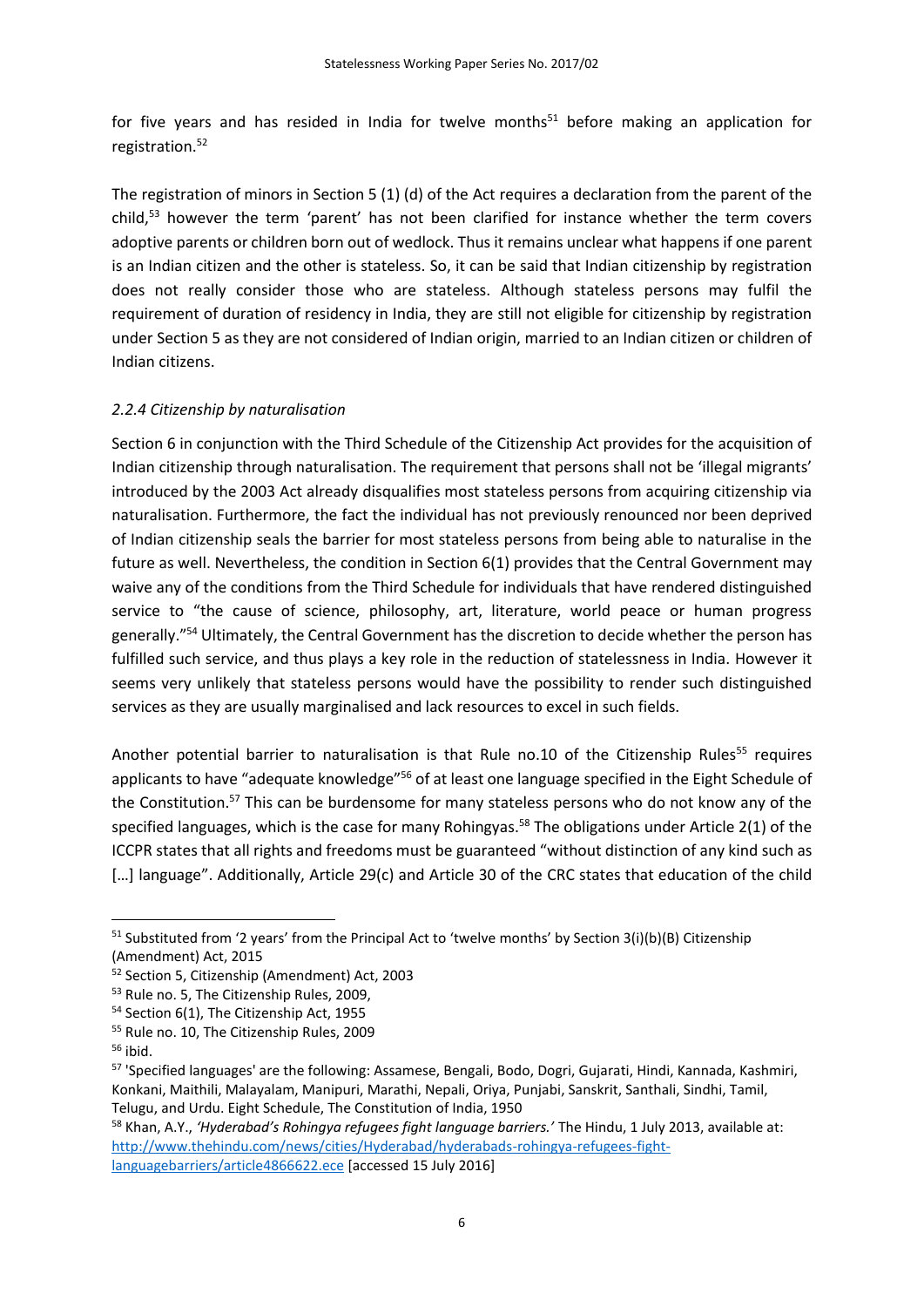for five years and has resided in India for twelve months[51] before making an application for registration.[52]

The registration of minors in Section 5 (1) (d) of the Act requires a declaration from the parent of the child,[53] however the term 'parent' has not been clarified for instance whether the term covers adoptive parents or children born out of wedlock. Thus it remains unclear what happens if one parent is an Indian citizen and the other is stateless. So, it can be said that Indian citizenship by registration does not really consider those who are stateless. Although stateless persons may fulfil the requirement of duration of residency in India, they are still not eligible for citizenship by registration under Section 5 as they are not considered of Indian origin, married to an Indian citizen or children of Indian citizens.

### *2.2.4 Citizenship by naturalisation*

Section 6 in conjunction with the Third Schedule of the Citizenship Act provides for the acquisition of Indian citizenship through naturalisation. The requirement that persons shall not be 'illegal migrants' introduced by the 2003 Act already disqualifies most stateless persons from acquiring citizenship via naturalisation. Furthermore, the fact the individual has not previously renounced nor been deprived of Indian citizenship seals the barrier for most stateless persons from being able to naturalise in the future as well. Nevertheless, the condition in Section 6(1) provides that the Central Government may waive any of the conditions from the Third Schedule for individuals that have rendered distinguished service to "the cause of science, philosophy, art, literature, world peace or human progress generally."[54] Ultimately, the Central Government has the discretion to decide whether the person has fulfilled such service, and thus plays a key role in the reduction of statelessness in India. However it seems very unlikely that stateless persons would have the possibility to render such distinguished services as they are usually marginalised and lack resources to excel in such fields.

Another potential barrier to naturalisation is that Rule no.10 of the Citizenship Rules[55] requires applicants to have "adequate knowledge"[56] of at least one language specified in the Eight Schedule of the Constitution.[57] This can be burdensome for many stateless persons who do not know any of the specified languages, which is the case for many Rohingyas.[58] The obligations under Article 2(1) of the ICCPR states that all rights and freedoms must be guaranteed "without distinction of any kind such as […] language". Additionally, Article 29(c) and Article 30 of the CRC states that education of the child

---

[51] Substituted from '2 years' from the Principal Act to 'twelve months' by Section 3(i)(b)(B) Citizenship (Amendment) Act, 2015

[52] Section 5, Citizenship (Amendment) Act, 2003

[53] Rule no. 5, The Citizenship Rules, 2009,

[54] Section 6(1), The Citizenship Act, 1955

[55] Rule no. 10, The Citizenship Rules, 2009

[56] ibid.

[57] 'Specified languages' are the following: Assamese, Bengali, Bodo, Dogri, Gujarati, Hindi, Kannada, Kashmiri, Konkani, Maithili, Malayalam, Manipuri, Marathi, Nepali, Oriya, Punjabi, Sanskrit, Santhali, Sindhi, Tamil, Telugu, and Urdu. Eight Schedule, The Constitution of India, 1950

[58] Khan, A.Y., *'Hyderabad's Rohingya refugees fight language barriers.'* The Hindu, 1 July 2013, available at: http://www.thehindu.com/news/cities/Hyderabad/hyderabads-rohingya-refugees-fight-languagebarriers/article4866622.ece [accessed 15 July 2016]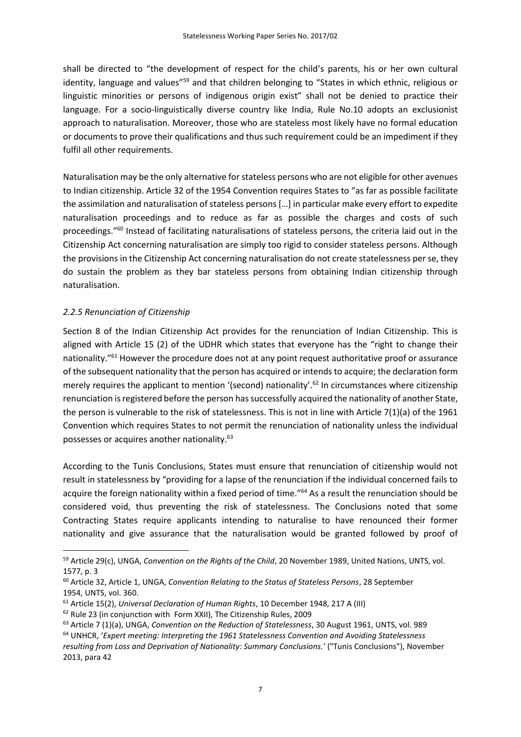shall be directed to "the development of respect for the child's parents, his or her own cultural identity, language and values"[59] and that children belonging to "States in which ethnic, religious or linguistic minorities or persons of indigenous origin exist" shall not be denied to practice their language. For a socio-linguistically diverse country like India, Rule No.10 adopts an exclusionist approach to naturalisation. Moreover, those who are stateless most likely have no formal education or documents to prove their qualifications and thus such requirement could be an impediment if they fulfil all other requirements.

Naturalisation may be the only alternative for stateless persons who are not eligible for other avenues to Indian citizenship. Article 32 of the 1954 Convention requires States to "as far as possible facilitate the assimilation and naturalisation of stateless persons […] in particular make every effort to expedite naturalisation proceedings and to reduce as far as possible the charges and costs of such proceedings."[60] Instead of facilitating naturalisations of stateless persons, the criteria laid out in the Citizenship Act concerning naturalisation are simply too rigid to consider stateless persons. Although the provisions in the Citizenship Act concerning naturalisation do not create statelessness per se, they do sustain the problem as they bar stateless persons from obtaining Indian citizenship through naturalisation.

### *2.2.5 Renunciation of Citizenship*

Section 8 of the Indian Citizenship Act provides for the renunciation of Indian Citizenship. This is aligned with Article 15 (2) of the UDHR which states that everyone has the "right to change their nationality."[61] However the procedure does not at any point request authoritative proof or assurance of the subsequent nationality that the person has acquired or intends to acquire; the declaration form merely requires the applicant to mention '(second) nationality'.[62] In circumstances where citizenship renunciation is registered before the person has successfully acquired the nationality of another State, the person is vulnerable to the risk of statelessness. This is not in line with Article 7(1)(a) of the 1961 Convention which requires States to not permit the renunciation of nationality unless the individual possesses or acquires another nationality.[63]

According to the Tunis Conclusions, States must ensure that renunciation of citizenship would not result in statelessness by "providing for a lapse of the renunciation if the individual concerned fails to acquire the foreign nationality within a fixed period of time."[64] As a result the renunciation should be considered void, thus preventing the risk of statelessness. The Conclusions noted that some Contracting States require applicants intending to naturalise to have renounced their former nationality and give assurance that the naturalisation would be granted followed by proof of

---

[59] Article 29(c), UNGA, *Convention on the Rights of the Child*, 20 November 1989, United Nations, UNTS, vol. 1577, p. 3

[60] Article 32, Article 1, UNGA, *Convention Relating to the Status of Stateless Persons*, 28 September 1954, UNTS, vol. 360.

[61] Article 15(2), *Universal Declaration of Human Rights*, 10 December 1948, 217 A (III)

[62] Rule 23 (in conjunction with Form XXII), The Citizenship Rules, 2009

[63] Article 7 (1)(a), UNGA, *Convention on the Reduction of Statelessness*, 30 August 1961, UNTS, vol. 989

[64] UNHCR, '*Expert meeting: Interpreting the 1961 Statelessness Convention and Avoiding Statelessness resulting from Loss and Deprivation of Nationality: Summary Conclusions.*' ("Tunis Conclusions"), November 2013, para 42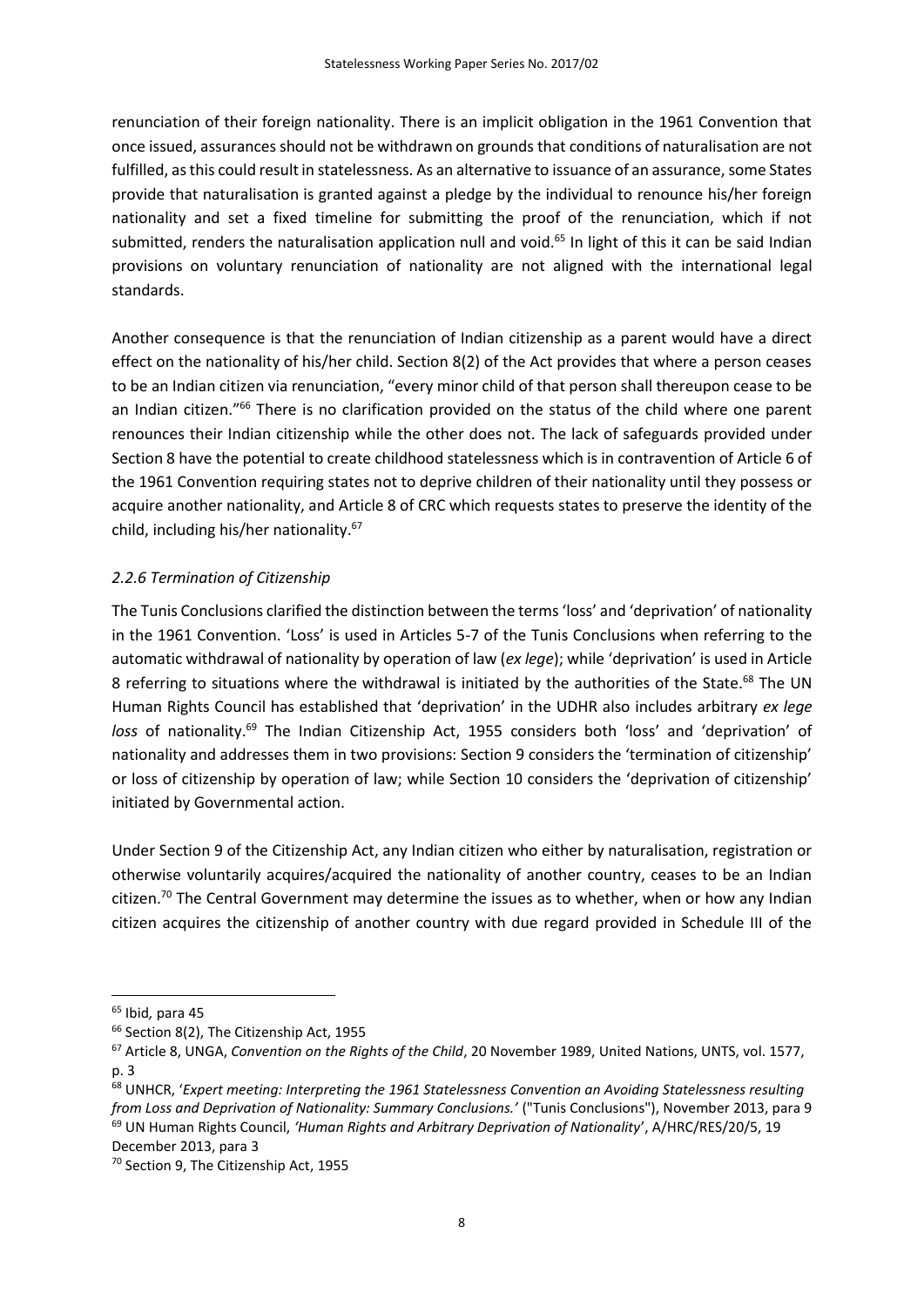renunciation of their foreign nationality. There is an implicit obligation in the 1961 Convention that once issued, assurances should not be withdrawn on grounds that conditions of naturalisation are not fulfilled, as this could result in statelessness. As an alternative to issuance of an assurance, some States provide that naturalisation is granted against a pledge by the individual to renounce his/her foreign nationality and set a fixed timeline for submitting the proof of the renunciation, which if not submitted, renders the naturalisation application null and void.[65] In light of this it can be said Indian provisions on voluntary renunciation of nationality are not aligned with the international legal standards.

Another consequence is that the renunciation of Indian citizenship as a parent would have a direct effect on the nationality of his/her child. Section 8(2) of the Act provides that where a person ceases to be an Indian citizen via renunciation, "every minor child of that person shall thereupon cease to be an Indian citizen."[66] There is no clarification provided on the status of the child where one parent renounces their Indian citizenship while the other does not. The lack of safeguards provided under Section 8 have the potential to create childhood statelessness which is in contravention of Article 6 of the 1961 Convention requiring states not to deprive children of their nationality until they possess or acquire another nationality, and Article 8 of CRC which requests states to preserve the identity of the child, including his/her nationality.[67]

### *2.2.6 Termination of Citizenship*

The Tunis Conclusions clarified the distinction between the terms 'loss' and 'deprivation' of nationality in the 1961 Convention. 'Loss' is used in Articles 5-7 of the Tunis Conclusions when referring to the automatic withdrawal of nationality by operation of law (*ex lege*); while 'deprivation' is used in Article 8 referring to situations where the withdrawal is initiated by the authorities of the State.[68] The UN Human Rights Council has established that 'deprivation' in the UDHR also includes arbitrary *ex lege loss* of nationality.[69] The Indian Citizenship Act, 1955 considers both 'loss' and 'deprivation' of nationality and addresses them in two provisions: Section 9 considers the 'termination of citizenship' or loss of citizenship by operation of law; while Section 10 considers the 'deprivation of citizenship' initiated by Governmental action.

Under Section 9 of the Citizenship Act, any Indian citizen who either by naturalisation, registration or otherwise voluntarily acquires/acquired the nationality of another country, ceases to be an Indian citizen.[70] The Central Government may determine the issues as to whether, when or how any Indian citizen acquires the citizenship of another country with due regard provided in Schedule III of the

---

[65] Ibid*,* para 45

[66] Section 8(2), The Citizenship Act, 1955

[67] Article 8, UNGA, *Convention on the Rights of the Child*, 20 November 1989, United Nations, UNTS, vol. 1577, p. 3

[68] UNHCR, '*Expert meeting: Interpreting the 1961 Statelessness Convention an Avoiding Statelessness resulting from Loss and Deprivation of Nationality: Summary Conclusions.'* ("Tunis Conclusions"), November 2013, para 9

[69] UN Human Rights Council, *'Human Rights and Arbitrary Deprivation of Nationality*', A/HRC/RES/20/5, 19 December 2013, para 3

[70] Section 9, The Citizenship Act, 1955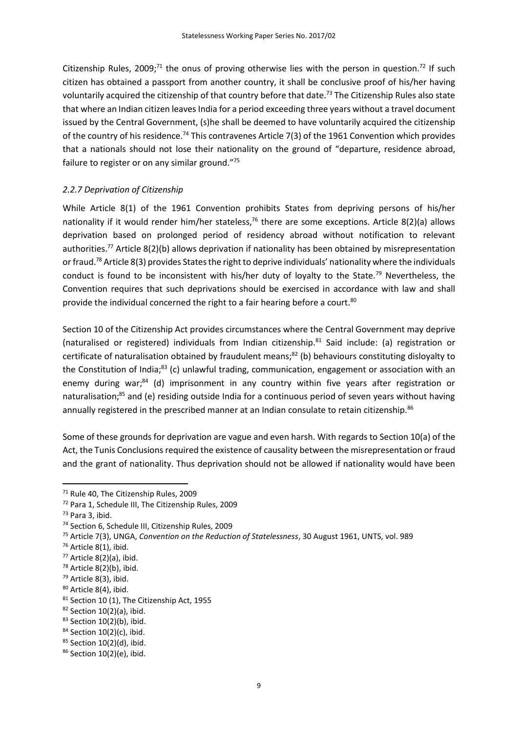Citizenship Rules, 2009;[71] the onus of proving otherwise lies with the person in question.[72] If such citizen has obtained a passport from another country, it shall be conclusive proof of his/her having voluntarily acquired the citizenship of that country before that date.[73] The Citizenship Rules also state that where an Indian citizen leaves India for a period exceeding three years without a travel document issued by the Central Government, (s)he shall be deemed to have voluntarily acquired the citizenship of the country of his residence.[74] This contravenes Article 7(3) of the 1961 Convention which provides that a nationals should not lose their nationality on the ground of "departure, residence abroad, failure to register or on any similar ground."[75]

### *2.2.7 Deprivation of Citizenship*

While Article 8(1) of the 1961 Convention prohibits States from depriving persons of his/her nationality if it would render him/her stateless,[76] there are some exceptions. Article 8(2)(a) allows deprivation based on prolonged period of residency abroad without notification to relevant authorities.[77] Article 8(2)(b) allows deprivation if nationality has been obtained by misrepresentation or fraud.[78] Article 8(3) provides States the right to deprive individuals' nationality where the individuals conduct is found to be inconsistent with his/her duty of loyalty to the State.[79] Nevertheless, the Convention requires that such deprivations should be exercised in accordance with law and shall provide the individual concerned the right to a fair hearing before a court.[80]

Section 10 of the Citizenship Act provides circumstances where the Central Government may deprive (naturalised or registered) individuals from Indian citizenship.[81] Said include: (a) registration or certificate of naturalisation obtained by fraudulent means;[82] (b) behaviours constituting disloyalty to the Constitution of India;[83] (c) unlawful trading, communication, engagement or association with an enemy during war;[84] (d) imprisonment in any country within five years after registration or naturalisation;[85] and (e) residing outside India for a continuous period of seven years without having annually registered in the prescribed manner at an Indian consulate to retain citizenship.[86]

Some of these grounds for deprivation are vague and even harsh. With regards to Section 10(a) of the Act, the Tunis Conclusions required the existence of causality between the misrepresentation or fraud and the grant of nationality. Thus deprivation should not be allowed if nationality would have been

---

[71] Rule 40, The Citizenship Rules, 2009
[72] Para 1, Schedule III, The Citizenship Rules, 2009
[73] Para 3, ibid.
[74] Section 6, Schedule III, Citizenship Rules, 2009
[75] Article 7(3), UNGA, *Convention on the Reduction of Statelessness*, 30 August 1961, UNTS, vol. 989
[76] Article 8(1), ibid.
[77] Article 8(2)(a), ibid.
[78] Article 8(2)(b), ibid.
[79] Article 8(3), ibid.
[80] Article 8(4), ibid.
[81] Section 10 (1), The Citizenship Act, 1955
[82] Section 10(2)(a), ibid.
[83] Section 10(2)(b), ibid.
[84] Section 10(2)(c), ibid.
[85] Section 10(2)(d), ibid.
[86] Section 10(2)(e), ibid.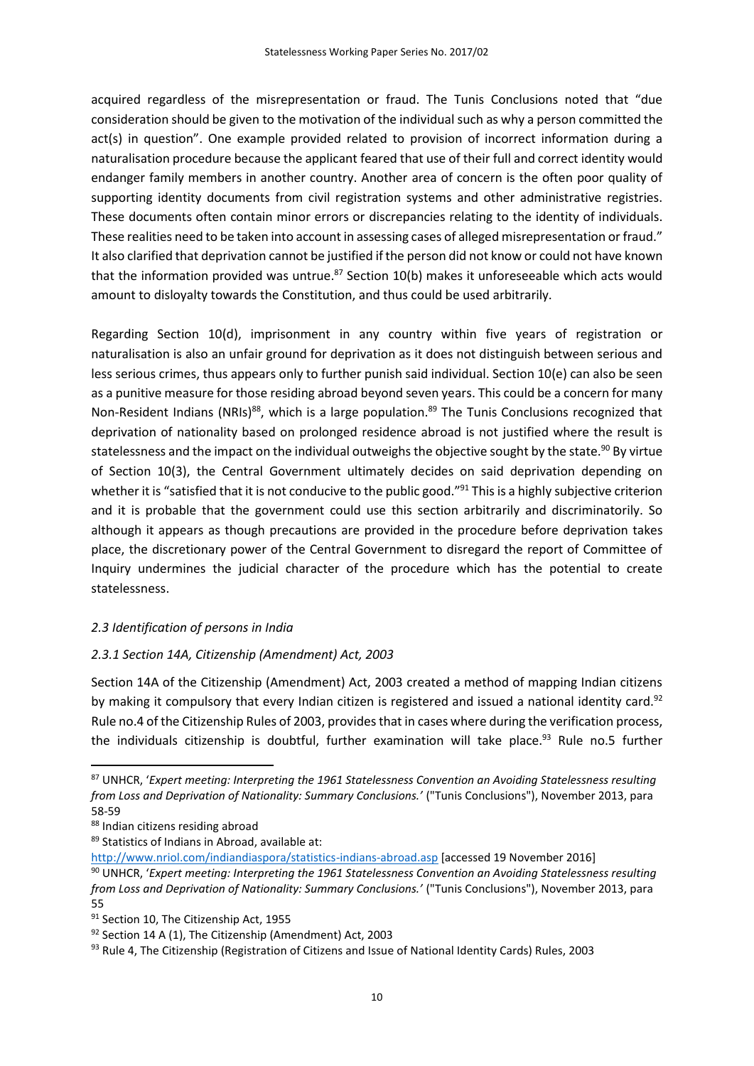acquired regardless of the misrepresentation or fraud. The Tunis Conclusions noted that "due consideration should be given to the motivation of the individual such as why a person committed the act(s) in question". One example provided related to provision of incorrect information during a naturalisation procedure because the applicant feared that use of their full and correct identity would endanger family members in another country. Another area of concern is the often poor quality of supporting identity documents from civil registration systems and other administrative registries. These documents often contain minor errors or discrepancies relating to the identity of individuals. These realities need to be taken into account in assessing cases of alleged misrepresentation or fraud." It also clarified that deprivation cannot be justified if the person did not know or could not have known that the information provided was untrue.[87] Section 10(b) makes it unforeseeable which acts would amount to disloyalty towards the Constitution, and thus could be used arbitrarily.

Regarding Section 10(d), imprisonment in any country within five years of registration or naturalisation is also an unfair ground for deprivation as it does not distinguish between serious and less serious crimes, thus appears only to further punish said individual. Section 10(e) can also be seen as a punitive measure for those residing abroad beyond seven years. This could be a concern for many Non-Resident Indians (NRIs)[88], which is a large population.[89] The Tunis Conclusions recognized that deprivation of nationality based on prolonged residence abroad is not justified where the result is statelessness and the impact on the individual outweighs the objective sought by the state.[90] By virtue of Section 10(3), the Central Government ultimately decides on said deprivation depending on whether it is "satisfied that it is not conducive to the public good."[91] This is a highly subjective criterion and it is probable that the government could use this section arbitrarily and discriminatorily. So although it appears as though precautions are provided in the procedure before deprivation takes place, the discretionary power of the Central Government to disregard the report of Committee of Inquiry undermines the judicial character of the procedure which has the potential to create statelessness.

### *2.3 Identification of persons in India*

#### *2.3.1 Section 14A, Citizenship (Amendment) Act, 2003*

Section 14A of the Citizenship (Amendment) Act, 2003 created a method of mapping Indian citizens by making it compulsory that every Indian citizen is registered and issued a national identity card.[92] Rule no.4 of the Citizenship Rules of 2003, provides that in cases where during the verification process, the individuals citizenship is doubtful, further examination will take place.[93] Rule no.5 further

---

[87] UNHCR, '*Expert meeting: Interpreting the 1961 Statelessness Convention an Avoiding Statelessness resulting from Loss and Deprivation of Nationality: Summary Conclusions.'* ("Tunis Conclusions"), November 2013, para 58-59

[88] Indian citizens residing abroad

[89] Statistics of Indians in Abroad, available at: http://www.nriol.com/indiandiaspora/statistics-indians-abroad.asp [accessed 19 November 2016]

[90] UNHCR, '*Expert meeting: Interpreting the 1961 Statelessness Convention an Avoiding Statelessness resulting from Loss and Deprivation of Nationality: Summary Conclusions.'* ("Tunis Conclusions"), November 2013, para 55

[91] Section 10, The Citizenship Act, 1955

[92] Section 14 A (1), The Citizenship (Amendment) Act, 2003

[93] Rule 4, The Citizenship (Registration of Citizens and Issue of National Identity Cards) Rules, 2003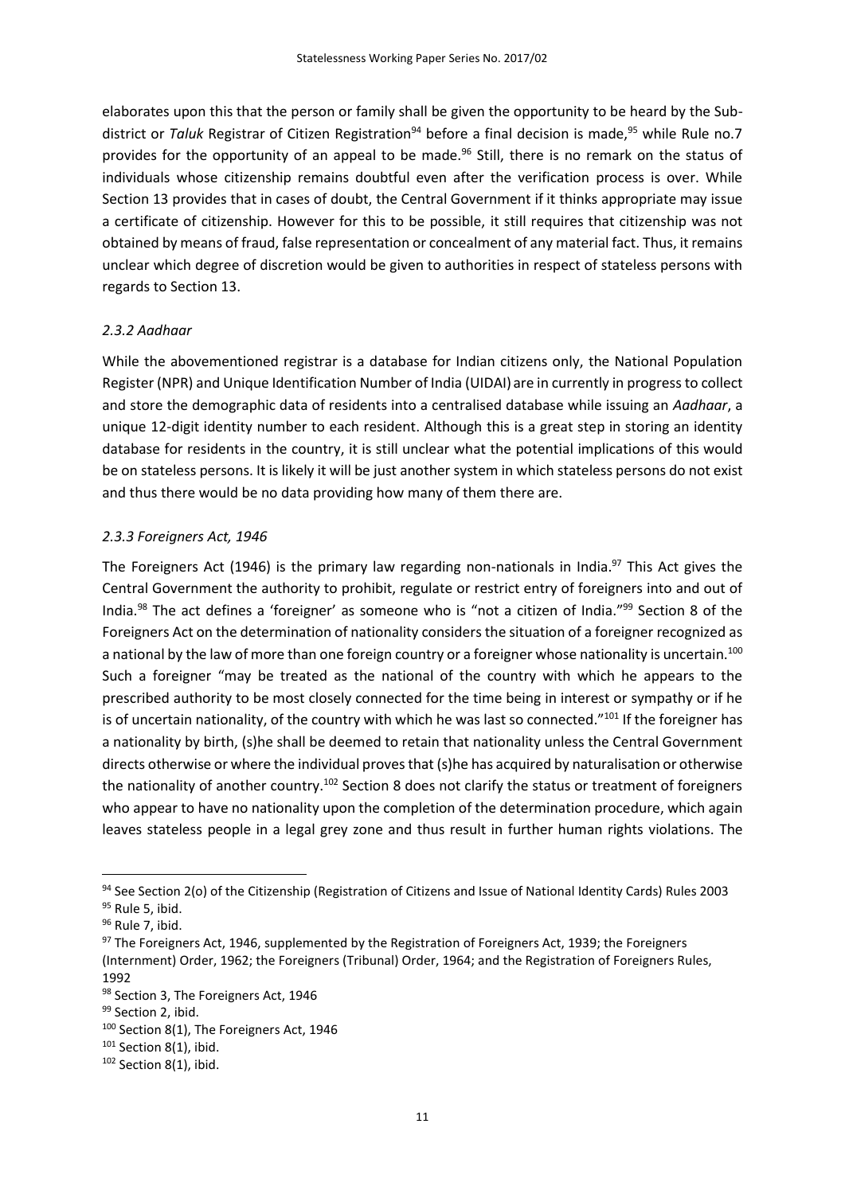elaborates upon this that the person or family shall be given the opportunity to be heard by the Sub-district or *Taluk* Registrar of Citizen Registration[94] before a final decision is made,[95] while Rule no.7 provides for the opportunity of an appeal to be made.[96] Still, there is no remark on the status of individuals whose citizenship remains doubtful even after the verification process is over. While Section 13 provides that in cases of doubt, the Central Government if it thinks appropriate may issue a certificate of citizenship. However for this to be possible, it still requires that citizenship was not obtained by means of fraud, false representation or concealment of any material fact. Thus, it remains unclear which degree of discretion would be given to authorities in respect of stateless persons with regards to Section 13.

### *2.3.2 Aadhaar*

While the abovementioned registrar is a database for Indian citizens only, the National Population Register (NPR) and Unique Identification Number of India (UIDAI) are in currently in progress to collect and store the demographic data of residents into a centralised database while issuing an *Aadhaar*, a unique 12-digit identity number to each resident. Although this is a great step in storing an identity database for residents in the country, it is still unclear what the potential implications of this would be on stateless persons. It is likely it will be just another system in which stateless persons do not exist and thus there would be no data providing how many of them there are.

### *2.3.3 Foreigners Act, 1946*

The Foreigners Act (1946) is the primary law regarding non-nationals in India.[97] This Act gives the Central Government the authority to prohibit, regulate or restrict entry of foreigners into and out of India.[98] The act defines a 'foreigner' as someone who is "not a citizen of India."[99] Section 8 of the Foreigners Act on the determination of nationality considers the situation of a foreigner recognized as a national by the law of more than one foreign country or a foreigner whose nationality is uncertain.[100] Such a foreigner "may be treated as the national of the country with which he appears to the prescribed authority to be most closely connected for the time being in interest or sympathy or if he is of uncertain nationality, of the country with which he was last so connected."[101] If the foreigner has a nationality by birth, (s)he shall be deemed to retain that nationality unless the Central Government directs otherwise or where the individual proves that (s)he has acquired by naturalisation or otherwise the nationality of another country.[102] Section 8 does not clarify the status or treatment of foreigners who appear to have no nationality upon the completion of the determination procedure, which again leaves stateless people in a legal grey zone and thus result in further human rights violations. The

---

[94] See Section 2(o) of the Citizenship (Registration of Citizens and Issue of National Identity Cards) Rules 2003

[95] Rule 5, ibid.

[96] Rule 7, ibid.

[97] The Foreigners Act, 1946, supplemented by the Registration of Foreigners Act, 1939; the Foreigners (Internment) Order, 1962; the Foreigners (Tribunal) Order, 1964; and the Registration of Foreigners Rules, 1992

[98] Section 3, The Foreigners Act, 1946

[99] Section 2, ibid.

[100] Section 8(1), The Foreigners Act, 1946

[101] Section 8(1), ibid.

[102] Section 8(1), ibid.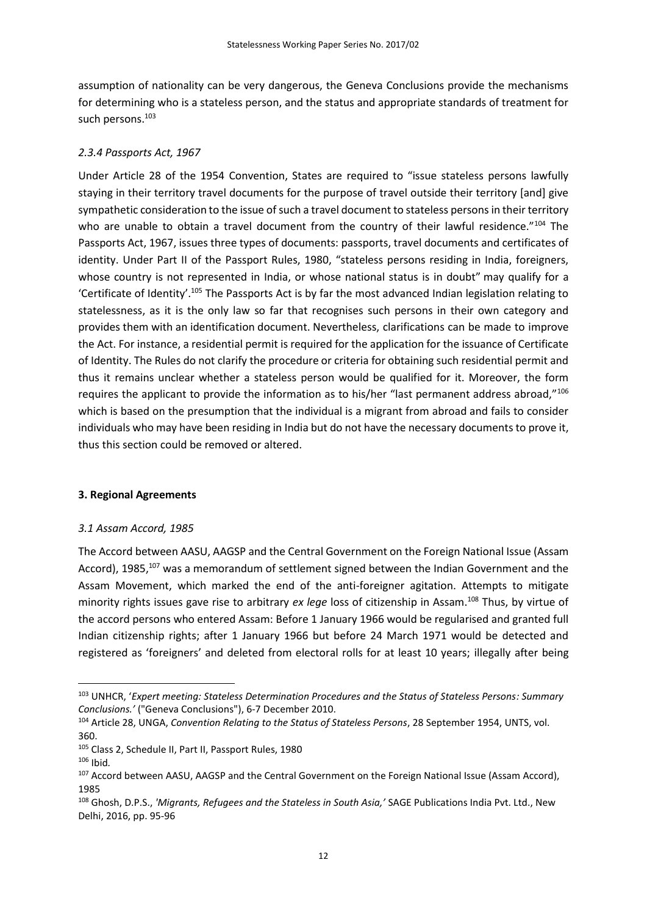assumption of nationality can be very dangerous, the Geneva Conclusions provide the mechanisms for determining who is a stateless person, and the status and appropriate standards of treatment for such persons.[103]

### *2.3.4 Passports Act, 1967*

Under Article 28 of the 1954 Convention, States are required to "issue stateless persons lawfully staying in their territory travel documents for the purpose of travel outside their territory [and] give sympathetic consideration to the issue of such a travel document to stateless persons in their territory who are unable to obtain a travel document from the country of their lawful residence."[104] The Passports Act, 1967, issues three types of documents: passports, travel documents and certificates of identity. Under Part II of the Passport Rules, 1980, "stateless persons residing in India, foreigners, whose country is not represented in India, or whose national status is in doubt" may qualify for a 'Certificate of Identity'.[105] The Passports Act is by far the most advanced Indian legislation relating to statelessness, as it is the only law so far that recognises such persons in their own category and provides them with an identification document. Nevertheless, clarifications can be made to improve the Act. For instance, a residential permit is required for the application for the issuance of Certificate of Identity. The Rules do not clarify the procedure or criteria for obtaining such residential permit and thus it remains unclear whether a stateless person would be qualified for it. Moreover, the form requires the applicant to provide the information as to his/her "last permanent address abroad,"[106] which is based on the presumption that the individual is a migrant from abroad and fails to consider individuals who may have been residing in India but do not have the necessary documents to prove it, thus this section could be removed or altered.

## **3. Regional Agreements**

### *3.1 Assam Accord, 1985*

The Accord between AASU, AAGSP and the Central Government on the Foreign National Issue (Assam Accord), 1985,[107] was a memorandum of settlement signed between the Indian Government and the Assam Movement, which marked the end of the anti-foreigner agitation. Attempts to mitigate minority rights issues gave rise to arbitrary *ex lege* loss of citizenship in Assam.[108] Thus, by virtue of the accord persons who entered Assam: Before 1 January 1966 would be regularised and granted full Indian citizenship rights; after 1 January 1966 but before 24 March 1971 would be detected and registered as 'foreigners' and deleted from electoral rolls for at least 10 years; illegally after being

---

[103] UNHCR, '*Expert meeting: Stateless Determination Procedures and the Status of Stateless Persons: Summary Conclusions.'* ("Geneva Conclusions"), 6-7 December 2010.

[104] Article 28, UNGA, *Convention Relating to the Status of Stateless Persons*, 28 September 1954, UNTS, vol. 360.

[105] Class 2, Schedule II, Part II, Passport Rules, 1980

[106] Ibid.

[107] Accord between AASU, AAGSP and the Central Government on the Foreign National Issue (Assam Accord), 1985

[108] Ghosh, D.P.S., *'Migrants, Refugees and the Stateless in South Asia,'* SAGE Publications India Pvt. Ltd., New Delhi, 2016, pp. 95-96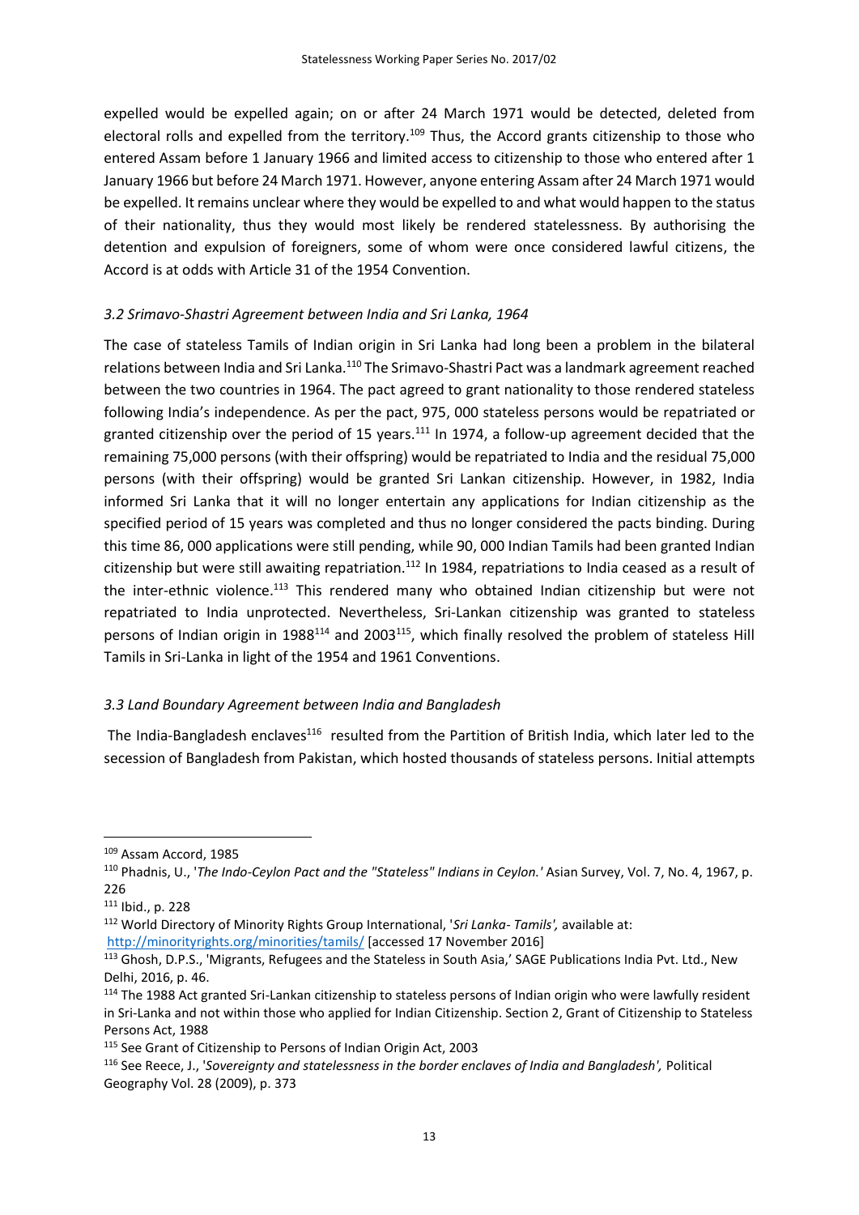expelled would be expelled again; on or after 24 March 1971 would be detected, deleted from electoral rolls and expelled from the territory.[109] Thus, the Accord grants citizenship to those who entered Assam before 1 January 1966 and limited access to citizenship to those who entered after 1 January 1966 but before 24 March 1971. However, anyone entering Assam after 24 March 1971 would be expelled. It remains unclear where they would be expelled to and what would happen to the status of their nationality, thus they would most likely be rendered statelessness. By authorising the detention and expulsion of foreigners, some of whom were once considered lawful citizens, the Accord is at odds with Article 31 of the 1954 Convention.

### *3.2 Srimavo-Shastri Agreement between India and Sri Lanka, 1964*

The case of stateless Tamils of Indian origin in Sri Lanka had long been a problem in the bilateral relations between India and Sri Lanka.[110] The Srimavo-Shastri Pact was a landmark agreement reached between the two countries in 1964. The pact agreed to grant nationality to those rendered stateless following India's independence. As per the pact, 975, 000 stateless persons would be repatriated or granted citizenship over the period of 15 years.[111] In 1974, a follow-up agreement decided that the remaining 75,000 persons (with their offspring) would be repatriated to India and the residual 75,000 persons (with their offspring) would be granted Sri Lankan citizenship. However, in 1982, India informed Sri Lanka that it will no longer entertain any applications for Indian citizenship as the specified period of 15 years was completed and thus no longer considered the pacts binding. During this time 86, 000 applications were still pending, while 90, 000 Indian Tamils had been granted Indian citizenship but were still awaiting repatriation.[112] In 1984, repatriations to India ceased as a result of the inter-ethnic violence.[113] This rendered many who obtained Indian citizenship but were not repatriated to India unprotected. Nevertheless, Sri-Lankan citizenship was granted to stateless persons of Indian origin in 1988[114] and 2003[115], which finally resolved the problem of stateless Hill Tamils in Sri-Lanka in light of the 1954 and 1961 Conventions.

### *3.3 Land Boundary Agreement between India and Bangladesh*

The India-Bangladesh enclaves[116] resulted from the Partition of British India, which later led to the secession of Bangladesh from Pakistan, which hosted thousands of stateless persons. Initial attempts

---

[109] Assam Accord, 1985

[110] Phadnis, U., '*The Indo-Ceylon Pact and the "Stateless" Indians in Ceylon.'* Asian Survey, Vol. 7, No. 4, 1967, p. 226

[111] Ibid., p. 228

[112] World Directory of Minority Rights Group International, '*Sri Lanka- Tamils',* available at: http://minorityrights.org/minorities/tamils/ [accessed 17 November 2016]

[113] Ghosh, D.P.S., 'Migrants, Refugees and the Stateless in South Asia,' SAGE Publications India Pvt. Ltd., New Delhi, 2016, p. 46.

[114] The 1988 Act granted Sri-Lankan citizenship to stateless persons of Indian origin who were lawfully resident in Sri-Lanka and not within those who applied for Indian Citizenship. Section 2, Grant of Citizenship to Stateless Persons Act, 1988

[115] See Grant of Citizenship to Persons of Indian Origin Act, 2003

[116] See Reece, J., '*Sovereignty and statelessness in the border enclaves of India and Bangladesh',* Political Geography Vol. 28 (2009), p. 373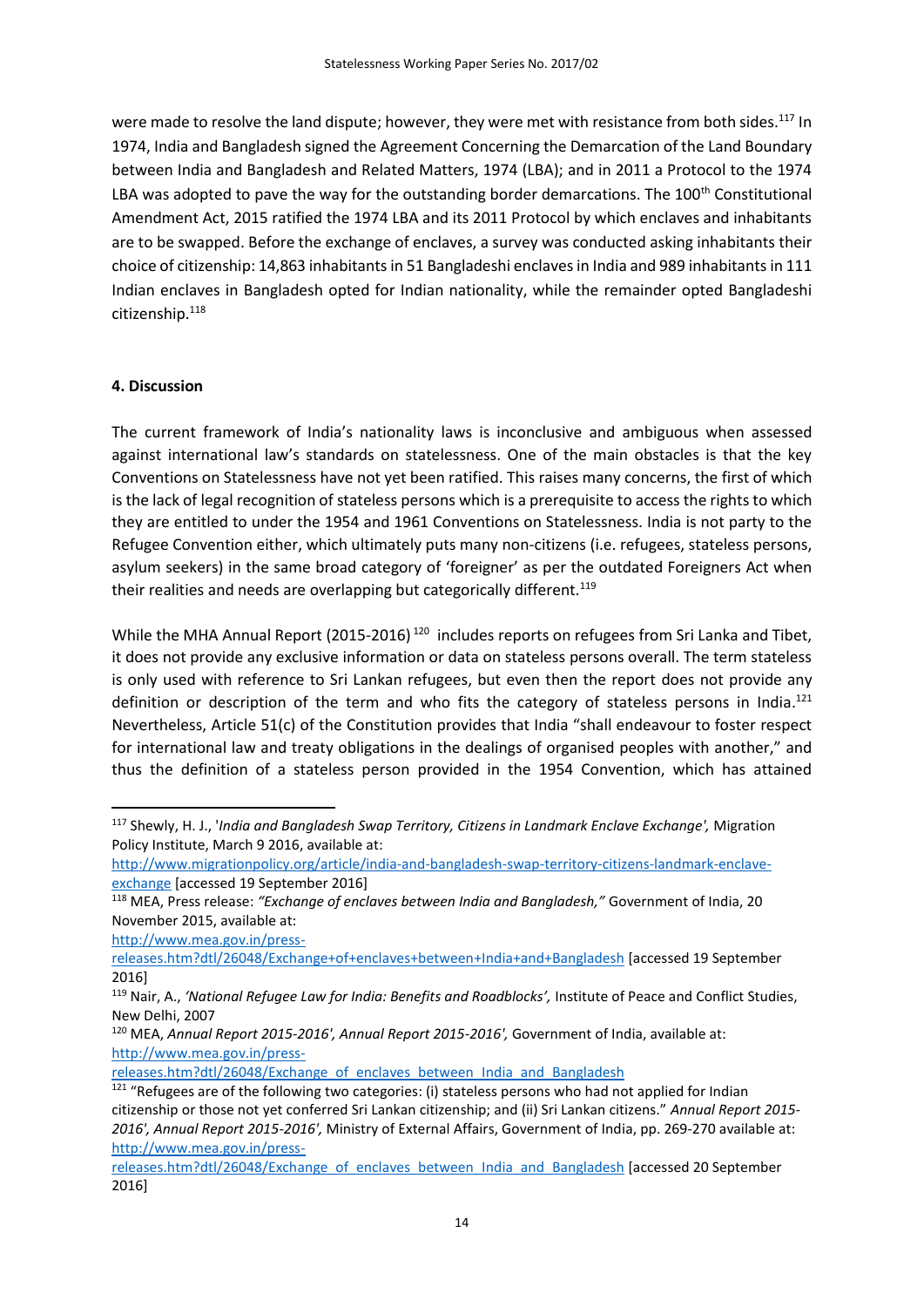were made to resolve the land dispute; however, they were met with resistance from both sides.[117] In 1974, India and Bangladesh signed the Agreement Concerning the Demarcation of the Land Boundary between India and Bangladesh and Related Matters, 1974 (LBA); and in 2011 a Protocol to the 1974 LBA was adopted to pave the way for the outstanding border demarcations. The 100th Constitutional Amendment Act, 2015 ratified the 1974 LBA and its 2011 Protocol by which enclaves and inhabitants are to be swapped. Before the exchange of enclaves, a survey was conducted asking inhabitants their choice of citizenship: 14,863 inhabitants in 51 Bangladeshi enclaves in India and 989 inhabitants in 111 Indian enclaves in Bangladesh opted for Indian nationality, while the remainder opted Bangladeshi citizenship.[118]

**4. Discussion**

The current framework of India's nationality laws is inconclusive and ambiguous when assessed against international law's standards on statelessness. One of the main obstacles is that the key Conventions on Statelessness have not yet been ratified. This raises many concerns, the first of which is the lack of legal recognition of stateless persons which is a prerequisite to access the rights to which they are entitled to under the 1954 and 1961 Conventions on Statelessness. India is not party to the Refugee Convention either, which ultimately puts many non-citizens (i.e. refugees, stateless persons, asylum seekers) in the same broad category of 'foreigner' as per the outdated Foreigners Act when their realities and needs are overlapping but categorically different.[119]

While the MHA Annual Report (2015-2016)[120] includes reports on refugees from Sri Lanka and Tibet, it does not provide any exclusive information or data on stateless persons overall. The term stateless is only used with reference to Sri Lankan refugees, but even then the report does not provide any definition or description of the term and who fits the category of stateless persons in India.[121] Nevertheless, Article 51(c) of the Constitution provides that India "shall endeavour to foster respect for international law and treaty obligations in the dealings of organised peoples with another," and thus the definition of a stateless person provided in the 1954 Convention, which has attained

---

[117] Shewly, H. J., '*India and Bangladesh Swap Territory, Citizens in Landmark Enclave Exchange',* Migration Policy Institute, March 9 2016, available at: http://www.migrationpolicy.org/article/india-and-bangladesh-swap-territory-citizens-landmark-enclave-exchange [accessed 19 September 2016]

[118] MEA, Press release: *"Exchange of enclaves between India and Bangladesh,"* Government of India, 20 November 2015, available at: http://www.mea.gov.in/press-releases.htm?dtl/26048/Exchange+of+enclaves+between+India+and+Bangladesh [accessed 19 September 2016]

[119] Nair, A., *'National Refugee Law for India: Benefits and Roadblocks',* Institute of Peace and Conflict Studies, New Delhi, 2007

[120] MEA, *Annual Report 2015-2016', Annual Report 2015-2016',* Government of India, available at: http://www.mea.gov.in/press-releases.htm?dtl/26048/Exchange_of_enclaves_between_India_and_Bangladesh

[121] "Refugees are of the following two categories: (i) stateless persons who had not applied for Indian citizenship or those not yet conferred Sri Lankan citizenship; and (ii) Sri Lankan citizens." *Annual Report 2015-2016', Annual Report 2015-2016',* Ministry of External Affairs, Government of India, pp. 269-270 available at: http://www.mea.gov.in/press-releases.htm?dtl/26048/Exchange_of_enclaves_between_India_and_Bangladesh [accessed 20 September 2016]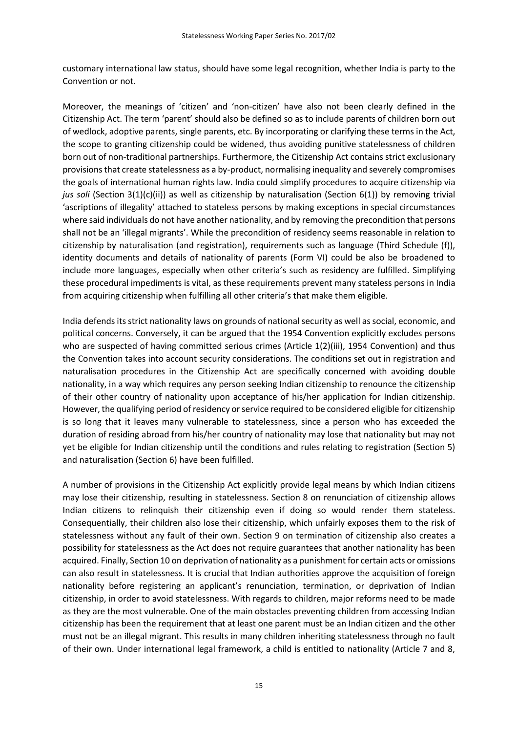customary international law status, should have some legal recognition, whether India is party to the Convention or not.

Moreover, the meanings of 'citizen' and 'non-citizen' have also not been clearly defined in the Citizenship Act. The term 'parent' should also be defined so as to include parents of children born out of wedlock, adoptive parents, single parents, etc. By incorporating or clarifying these terms in the Act, the scope to granting citizenship could be widened, thus avoiding punitive statelessness of children born out of non-traditional partnerships. Furthermore, the Citizenship Act contains strict exclusionary provisions that create statelessness as a by-product, normalising inequality and severely compromises the goals of international human rights law. India could simplify procedures to acquire citizenship via *jus soli* (Section 3(1)(c)(ii)) as well as citizenship by naturalisation (Section 6(1)) by removing trivial 'ascriptions of illegality' attached to stateless persons by making exceptions in special circumstances where said individuals do not have another nationality, and by removing the precondition that persons shall not be an 'illegal migrants'. While the precondition of residency seems reasonable in relation to citizenship by naturalisation (and registration), requirements such as language (Third Schedule (f)), identity documents and details of nationality of parents (Form VI) could be also be broadened to include more languages, especially when other criteria's such as residency are fulfilled. Simplifying these procedural impediments is vital, as these requirements prevent many stateless persons in India from acquiring citizenship when fulfilling all other criteria's that make them eligible.

India defends its strict nationality laws on grounds of national security as well as social, economic, and political concerns. Conversely, it can be argued that the 1954 Convention explicitly excludes persons who are suspected of having committed serious crimes (Article 1(2)(iii), 1954 Convention) and thus the Convention takes into account security considerations. The conditions set out in registration and naturalisation procedures in the Citizenship Act are specifically concerned with avoiding double nationality, in a way which requires any person seeking Indian citizenship to renounce the citizenship of their other country of nationality upon acceptance of his/her application for Indian citizenship. However, the qualifying period of residency or service required to be considered eligible for citizenship is so long that it leaves many vulnerable to statelessness, since a person who has exceeded the duration of residing abroad from his/her country of nationality may lose that nationality but may not yet be eligible for Indian citizenship until the conditions and rules relating to registration (Section 5) and naturalisation (Section 6) have been fulfilled.

A number of provisions in the Citizenship Act explicitly provide legal means by which Indian citizens may lose their citizenship, resulting in statelessness. Section 8 on renunciation of citizenship allows Indian citizens to relinquish their citizenship even if doing so would render them stateless. Consequentially, their children also lose their citizenship, which unfairly exposes them to the risk of statelessness without any fault of their own. Section 9 on termination of citizenship also creates a possibility for statelessness as the Act does not require guarantees that another nationality has been acquired. Finally, Section 10 on deprivation of nationality as a punishment for certain acts or omissions can also result in statelessness. It is crucial that Indian authorities approve the acquisition of foreign nationality before registering an applicant's renunciation, termination, or deprivation of Indian citizenship, in order to avoid statelessness. With regards to children, major reforms need to be made as they are the most vulnerable. One of the main obstacles preventing children from accessing Indian citizenship has been the requirement that at least one parent must be an Indian citizen and the other must not be an illegal migrant. This results in many children inheriting statelessness through no fault of their own. Under international legal framework, a child is entitled to nationality (Article 7 and 8,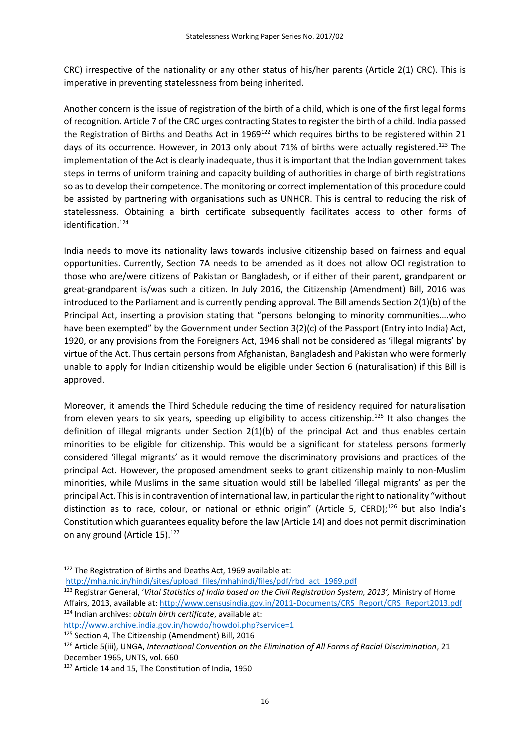CRC) irrespective of the nationality or any other status of his/her parents (Article 2(1) CRC). This is imperative in preventing statelessness from being inherited.

Another concern is the issue of registration of the birth of a child, which is one of the first legal forms of recognition. Article 7 of the CRC urges contracting States to register the birth of a child. India passed the Registration of Births and Deaths Act in 1969[122] which requires births to be registered within 21 days of its occurrence. However, in 2013 only about 71% of births were actually registered.[123] The implementation of the Act is clearly inadequate, thus it is important that the Indian government takes steps in terms of uniform training and capacity building of authorities in charge of birth registrations so as to develop their competence. The monitoring or correct implementation of this procedure could be assisted by partnering with organisations such as UNHCR. This is central to reducing the risk of statelessness. Obtaining a birth certificate subsequently facilitates access to other forms of identification.[124]

India needs to move its nationality laws towards inclusive citizenship based on fairness and equal opportunities. Currently, Section 7A needs to be amended as it does not allow OCI registration to those who are/were citizens of Pakistan or Bangladesh, or if either of their parent, grandparent or great-grandparent is/was such a citizen. In July 2016, the Citizenship (Amendment) Bill, 2016 was introduced to the Parliament and is currently pending approval. The Bill amends Section 2(1)(b) of the Principal Act, inserting a provision stating that "persons belonging to minority communities….who have been exempted" by the Government under Section 3(2)(c) of the Passport (Entry into India) Act, 1920, or any provisions from the Foreigners Act, 1946 shall not be considered as 'illegal migrants' by virtue of the Act. Thus certain persons from Afghanistan, Bangladesh and Pakistan who were formerly unable to apply for Indian citizenship would be eligible under Section 6 (naturalisation) if this Bill is approved.

Moreover, it amends the Third Schedule reducing the time of residency required for naturalisation from eleven years to six years, speeding up eligibility to access citizenship.[125] It also changes the definition of illegal migrants under Section 2(1)(b) of the principal Act and thus enables certain minorities to be eligible for citizenship. This would be a significant for stateless persons formerly considered 'illegal migrants' as it would remove the discriminatory provisions and practices of the principal Act. However, the proposed amendment seeks to grant citizenship mainly to non-Muslim minorities, while Muslims in the same situation would still be labelled 'illegal migrants' as per the principal Act. This is in contravention of international law, in particular the right to nationality "without distinction as to race, colour, or national or ethnic origin" (Article 5, CERD);[126] but also India's Constitution which guarantees equality before the law (Article 14) and does not permit discrimination on any ground (Article 15).[127]

---

[122] The Registration of Births and Deaths Act, 1969 available at: http://mha.nic.in/hindi/sites/upload_files/mhahindi/files/pdf/rbd_act_1969.pdf

[123] Registrar General, '*Vital Statistics of India based on the Civil Registration System, 2013',* Ministry of Home Affairs, 2013, available at: http://www.censusindia.gov.in/2011-Documents/CRS_Report/CRS_Report2013.pdf

[124] Indian archives: *obtain birth certificate*, available at: http://www.archive.india.gov.in/howdo/howdoi.php?service=1

[125] Section 4, The Citizenship (Amendment) Bill, 2016

[126] Article 5(iii), UNGA, *International Convention on the Elimination of All Forms of Racial Discrimination*, 21 December 1965, UNTS, vol. 660

[127] Article 14 and 15, The Constitution of India, 1950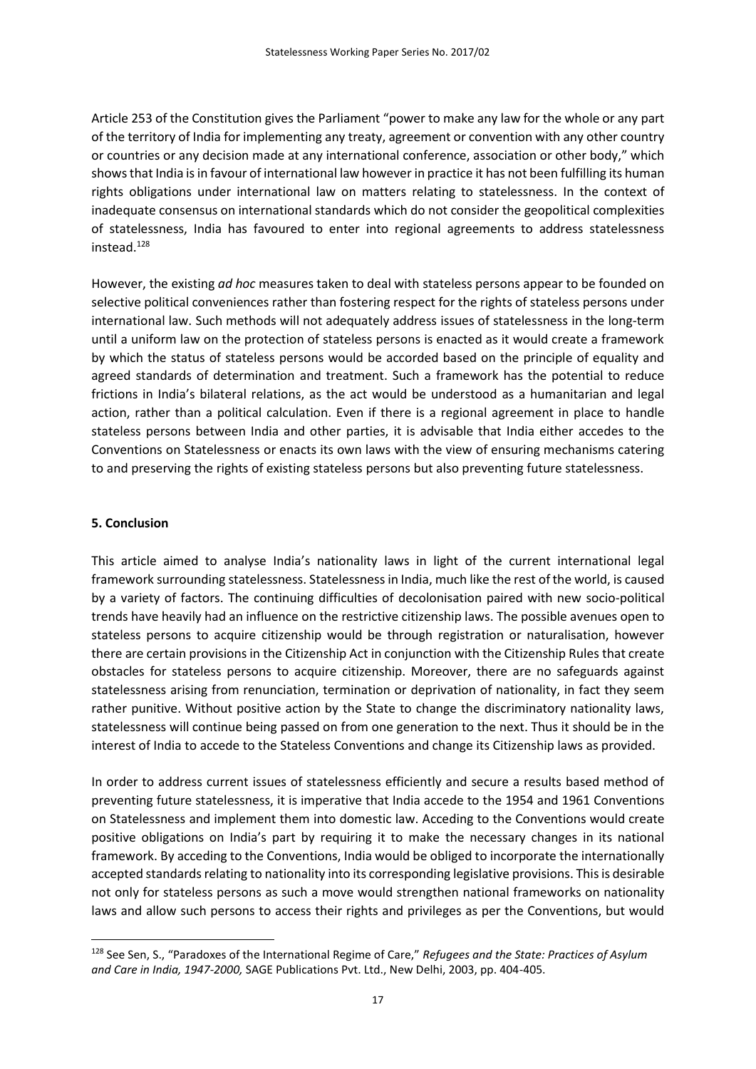Article 253 of the Constitution gives the Parliament "power to make any law for the whole or any part of the territory of India for implementing any treaty, agreement or convention with any other country or countries or any decision made at any international conference, association or other body," which shows that India is in favour of international law however in practice it has not been fulfilling its human rights obligations under international law on matters relating to statelessness. In the context of inadequate consensus on international standards which do not consider the geopolitical complexities of statelessness, India has favoured to enter into regional agreements to address statelessness instead.[128]

However, the existing *ad hoc* measures taken to deal with stateless persons appear to be founded on selective political conveniences rather than fostering respect for the rights of stateless persons under international law. Such methods will not adequately address issues of statelessness in the long-term until a uniform law on the protection of stateless persons is enacted as it would create a framework by which the status of stateless persons would be accorded based on the principle of equality and agreed standards of determination and treatment. Such a framework has the potential to reduce frictions in India's bilateral relations, as the act would be understood as a humanitarian and legal action, rather than a political calculation. Even if there is a regional agreement in place to handle stateless persons between India and other parties, it is advisable that India either accedes to the Conventions on Statelessness or enacts its own laws with the view of ensuring mechanisms catering to and preserving the rights of existing stateless persons but also preventing future statelessness.

## 5. Conclusion

This article aimed to analyse India's nationality laws in light of the current international legal framework surrounding statelessness. Statelessness in India, much like the rest of the world, is caused by a variety of factors. The continuing difficulties of decolonisation paired with new socio-political trends have heavily had an influence on the restrictive citizenship laws. The possible avenues open to stateless persons to acquire citizenship would be through registration or naturalisation, however there are certain provisions in the Citizenship Act in conjunction with the Citizenship Rules that create obstacles for stateless persons to acquire citizenship. Moreover, there are no safeguards against statelessness arising from renunciation, termination or deprivation of nationality, in fact they seem rather punitive. Without positive action by the State to change the discriminatory nationality laws, statelessness will continue being passed on from one generation to the next. Thus it should be in the interest of India to accede to the Stateless Conventions and change its Citizenship laws as provided.

In order to address current issues of statelessness efficiently and secure a results based method of preventing future statelessness, it is imperative that India accede to the 1954 and 1961 Conventions on Statelessness and implement them into domestic law. Acceding to the Conventions would create positive obligations on India's part by requiring it to make the necessary changes in its national framework. By acceding to the Conventions, India would be obliged to incorporate the internationally accepted standards relating to nationality into its corresponding legislative provisions. This is desirable not only for stateless persons as such a move would strengthen national frameworks on nationality laws and allow such persons to access their rights and privileges as per the Conventions, but would

[128] See Sen, S., "Paradoxes of the International Regime of Care," *Refugees and the State: Practices of Asylum and Care in India, 1947-2000,* SAGE Publications Pvt. Ltd., New Delhi, 2003, pp. 404-405.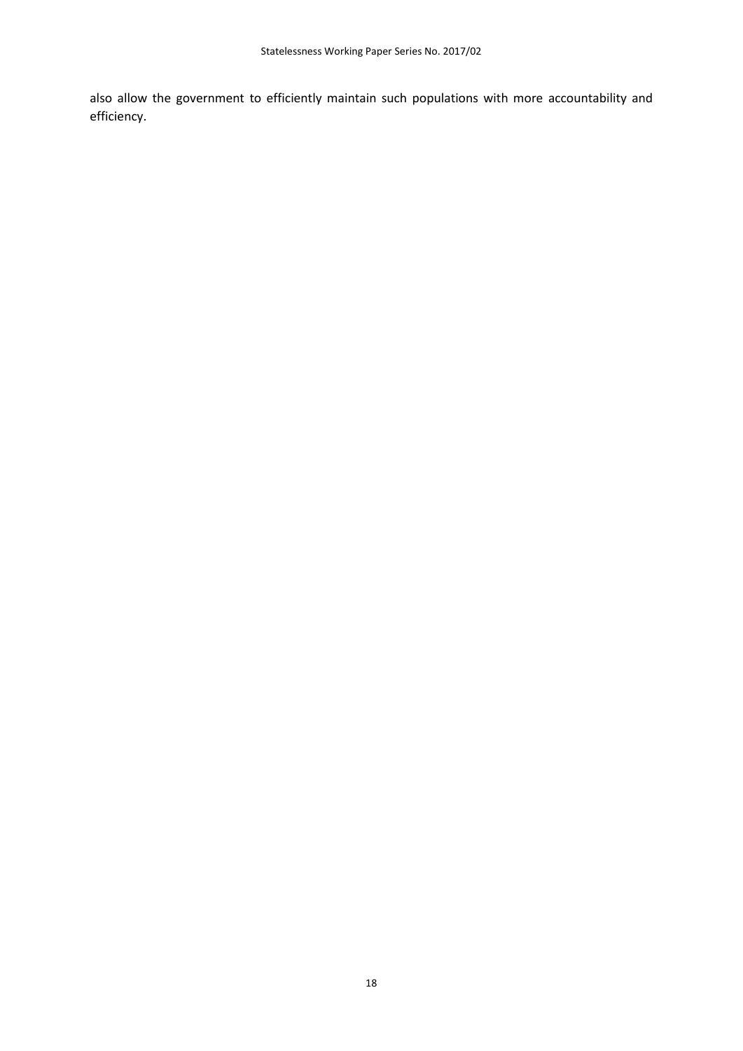also allow the government to efficiently maintain such populations with more accountability and efficiency.